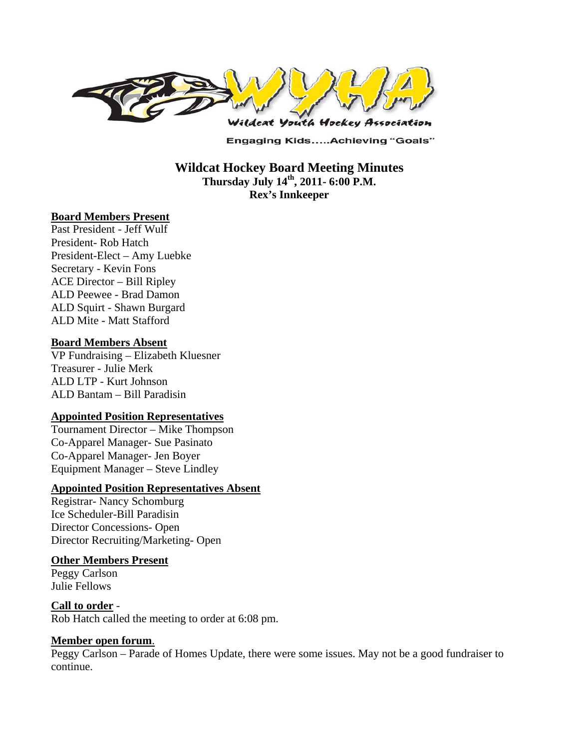Wildcat Youth Hockey Association

Engaging Kids.....Achieving "Goals"

# Wildcat Hockey Board Meeting Minutes

**Thursday July 14th, 2011- 6:00 P.M.**

**Rex's Innkeeper**

**Board Members Present**

Past President - Jeff Wulf
President- Rob Hatch
President-Elect – Amy Luebke
Secretary - Kevin Fons
ACE Director – Bill Ripley
ALD Peewee - Brad Damon
ALD Squirt - Shawn Burgard
ALD Mite - Matt Stafford

**Board Members Absent**

VP Fundraising – Elizabeth Kluesner
Treasurer - Julie Merk
ALD LTP - Kurt Johnson
ALD Bantam – Bill Paradisin

**Appointed Position Representatives**

Tournament Director – Mike Thompson
Co-Apparel Manager- Sue Pasinato
Co-Apparel Manager- Jen Boyer
Equipment Manager – Steve Lindley

**Appointed Position Representatives Absent**

Registrar- Nancy Schomburg
Ice Scheduler-Bill Paradisin
Director Concessions- Open
Director Recruiting/Marketing- Open

**Other Members Present**

Peggy Carlson
Julie Fellows

**Call to order** -

Rob Hatch called the meeting to order at 6:08 pm.

**Member open forum**.

Peggy Carlson – Parade of Homes Update, there were some issues. May not be a good fundraiser to continue.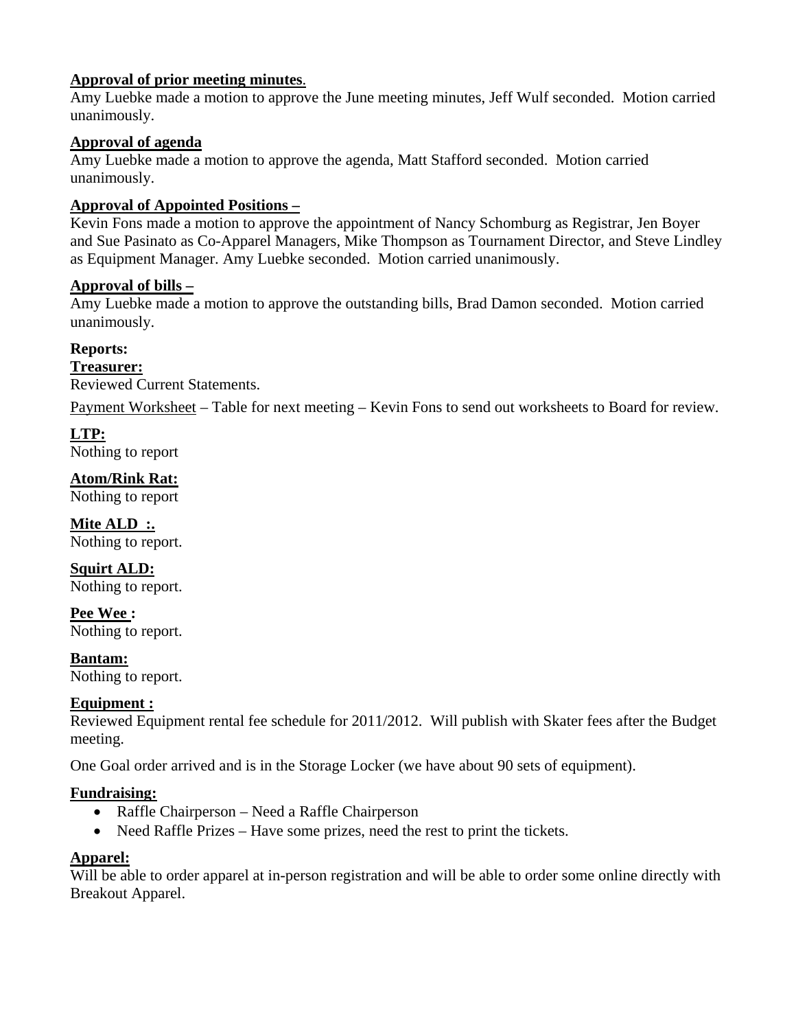**Approval of prior meeting minutes**.

Amy Luebke made a motion to approve the June meeting minutes, Jeff Wulf seconded. Motion carried unanimously.

**Approval of agenda**

Amy Luebke made a motion to approve the agenda, Matt Stafford seconded. Motion carried unanimously.

**Approval of Appointed Positions –**

Kevin Fons made a motion to approve the appointment of Nancy Schomburg as Registrar, Jen Boyer and Sue Pasinato as Co-Apparel Managers, Mike Thompson as Tournament Director, and Steve Lindley as Equipment Manager. Amy Luebke seconded. Motion carried unanimously.

**Approval of bills –**

Amy Luebke made a motion to approve the outstanding bills, Brad Damon seconded. Motion carried unanimously.

**Reports:**

**Treasurer:**

Reviewed Current Statements.

Payment Worksheet – Table for next meeting – Kevin Fons to send out worksheets to Board for review.

**LTP:**

Nothing to report

**Atom/Rink Rat:**

Nothing to report

**Mite ALD :.**

Nothing to report.

**Squirt ALD:**

Nothing to report.

**Pee Wee :**

Nothing to report.

**Bantam:**

Nothing to report.

**Equipment :**

Reviewed Equipment rental fee schedule for 2011/2012. Will publish with Skater fees after the Budget meeting.

One Goal order arrived and is in the Storage Locker (we have about 90 sets of equipment).

**Fundraising:**

- Raffle Chairperson – Need a Raffle Chairperson
- Need Raffle Prizes – Have some prizes, need the rest to print the tickets.

**Apparel:**

Will be able to order apparel at in-person registration and will be able to order some online directly with Breakout Apparel.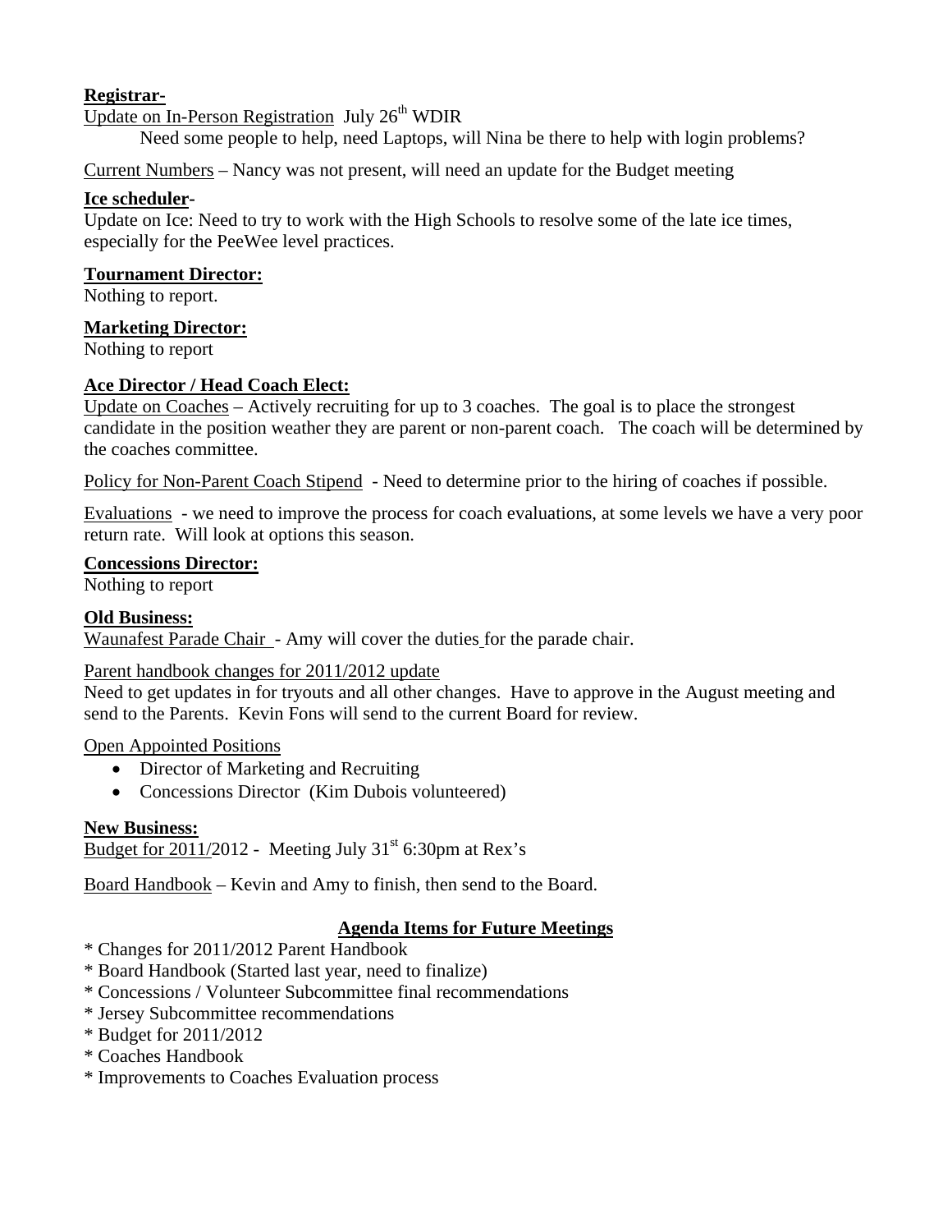**Registrar-**

Update on In-Person Registration July 26th WDIR

Need some people to help, need Laptops, will Nina be there to help with login problems?

Current Numbers – Nancy was not present, will need an update for the Budget meeting

**Ice scheduler-**

Update on Ice: Need to try to work with the High Schools to resolve some of the late ice times, especially for the PeeWee level practices.

**Tournament Director:**

Nothing to report.

**Marketing Director:**

Nothing to report

**Ace Director / Head Coach Elect:**

Update on Coaches – Actively recruiting for up to 3 coaches. The goal is to place the strongest candidate in the position weather they are parent or non-parent coach. The coach will be determined by the coaches committee.

Policy for Non-Parent Coach Stipend - Need to determine prior to the hiring of coaches if possible.

Evaluations - we need to improve the process for coach evaluations, at some levels we have a very poor return rate. Will look at options this season.

**Concessions Director:**

Nothing to report

**Old Business:**

Waunafest Parade Chair - Amy will cover the duties for the parade chair.

Parent handbook changes for 2011/2012 update

Need to get updates in for tryouts and all other changes. Have to approve in the August meeting and send to the Parents. Kevin Fons will send to the current Board for review.

Open Appointed Positions

- Director of Marketing and Recruiting
- Concessions Director (Kim Dubois volunteered)

**New Business:**

Budget for 2011/2012 - Meeting July 31st 6:30pm at Rex's

Board Handbook – Kevin and Amy to finish, then send to the Board.

## Agenda Items for Future Meetings

* Changes for 2011/2012 Parent Handbook
* Board Handbook (Started last year, need to finalize)
* Concessions / Volunteer Subcommittee final recommendations
* Jersey Subcommittee recommendations
* Budget for 2011/2012
* Coaches Handbook
* Improvements to Coaches Evaluation process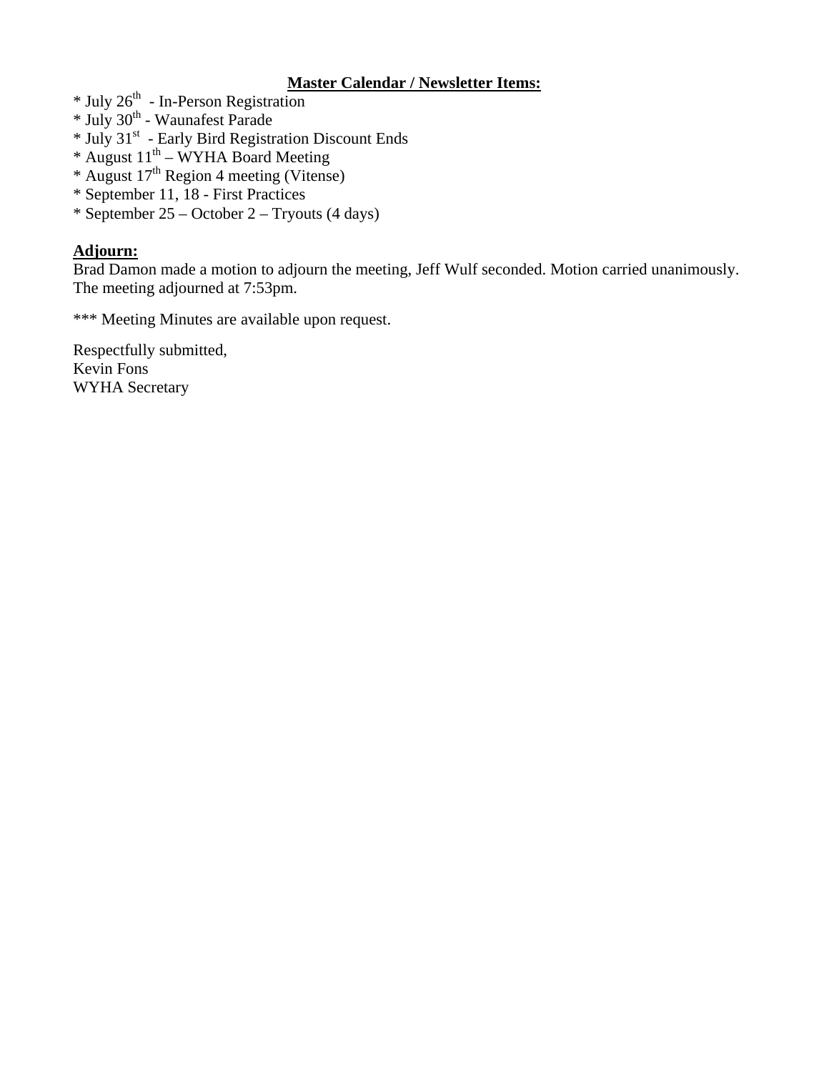**Master Calendar / Newsletter Items:**

* July 26th - In-Person Registration
* July 30th - Waunafest Parade
* July 31st - Early Bird Registration Discount Ends
* August 11th – WYHA Board Meeting
* August 17th Region 4 meeting (Vitense)
* September 11, 18 - First Practices
* September 25 – October 2 – Tryouts (4 days)

**Adjourn:**

Brad Damon made a motion to adjourn the meeting, Jeff Wulf seconded. Motion carried unanimously. The meeting adjourned at 7:53pm.

*** Meeting Minutes are available upon request.

Respectfully submitted,
Kevin Fons
WYHA Secretary